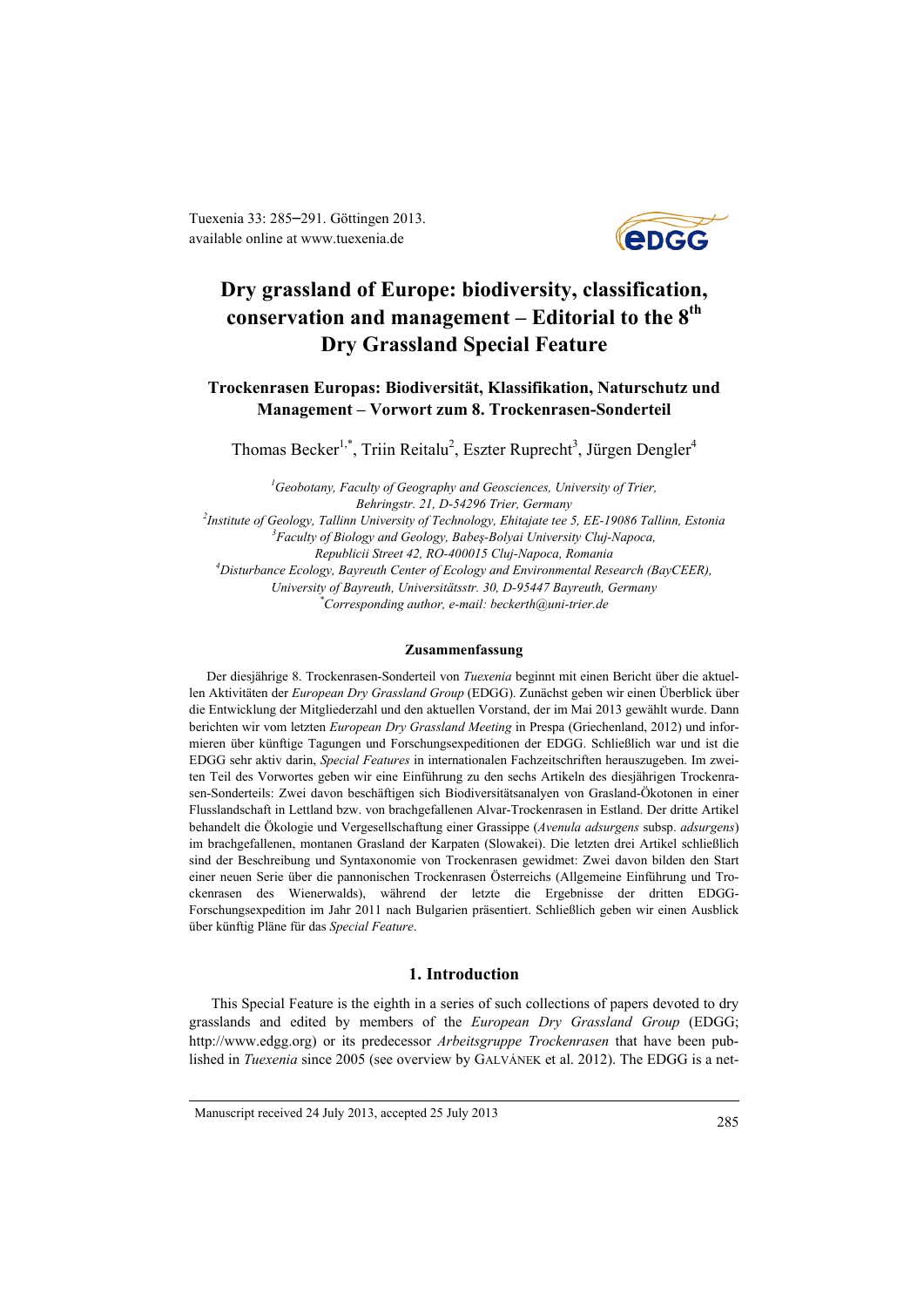# Dry grassland of Europe: biodiversity, classification, conservation and management – Editorial to the 8th Dry Grassland Special Feature

## Trockenrasen Europas: Biodiversität, Klassifikation, Naturschutz und Management – Vorwort zum 8. Trockenrasen-Sonderteil

Thomas Becker[1,*], Triin Reitalu[2], Eszter Ruprecht[3], Jürgen Dengler[4]

[1]*Geobotany, Faculty of Geography and Geosciences, University of Trier, Behringstr. 21, D-54296 Trier, Germany*
[2]*Institute of Geology, Tallinn University of Technology, Ehitajate tee 5, EE-19086 Tallinn, Estonia*
[3]*Faculty of Biology and Geology, Babeş-Bolyai University Cluj-Napoca, Republicii Street 42, RO-400015 Cluj-Napoca, Romania*
[4]*Disturbance Ecology, Bayreuth Center of Ecology and Environmental Research (BayCEER), University of Bayreuth, Universitätsstr. 30, D-95447 Bayreuth, Germany*
[*]*Corresponding author, e-mail: beckerth@uni-trier.de*

### Zusammenfassung

Der diesjährige 8. Trockenrasen-Sonderteil von *Tuexenia* beginnt mit einen Bericht über die aktuellen Aktivitäten der *European Dry Grassland Group* (EDGG). Zunächst geben wir einen Überblick über die Entwicklung der Mitgliederzahl und den aktuellen Vorstand, der im Mai 2013 gewählt wurde. Dann berichten wir vom letzten *European Dry Grassland Meeting* in Prespa (Griechenland, 2012) und informieren über künftige Tagungen und Forschungsexpeditionen der EDGG. Schließlich war und ist die EDGG sehr aktiv darin, *Special Features* in internationalen Fachzeitschriften herauszugeben. Im zweiten Teil des Vorwortes geben wir eine Einführung zu den sechs Artikeln des diesjährigen Trockenrasen-Sonderteils: Zwei davon beschäftigen sich Biodiversitätsanalyen von Grasland-Ökotonen in einer Flusslandschaft in Lettland bzw. von brachgefallenen Alvar-Trockenrasen in Estland. Der dritte Artikel behandelt die Ökologie und Vergesellschaftung einer Grassippe (*Avenula adsurgens* subsp. *adsurgens*) im brachgefallenen, montanen Grasland der Karpaten (Slowakei). Die letzten drei Artikel schließlich sind der Beschreibung und Syntaxonomie von Trockenrasen gewidmet: Zwei davon bilden den Start einer neuen Serie über die pannonischen Trockenrasen Österreichs (Allgemeine Einführung und Trockenrasen des Wienerwalds), während der letzte die Ergebnisse der dritten EDGG-Forschungsexpedition im Jahr 2011 nach Bulgarien präsentiert. Schließlich geben wir einen Ausblick über künftig Pläne für das *Special Feature*.

## 1. Introduction

This Special Feature is the eighth in a series of such collections of papers devoted to dry grasslands and edited by members of the *European Dry Grassland Group* (EDGG; http://www.edgg.org) or its predecessor *Arbeitsgruppe Trockenrasen* that have been published in *Tuexenia* since 2005 (see overview by GALVÁNEK et al. 2012). The EDGG is a net-

Manuscript received 24 July 2013, accepted 25 July 2013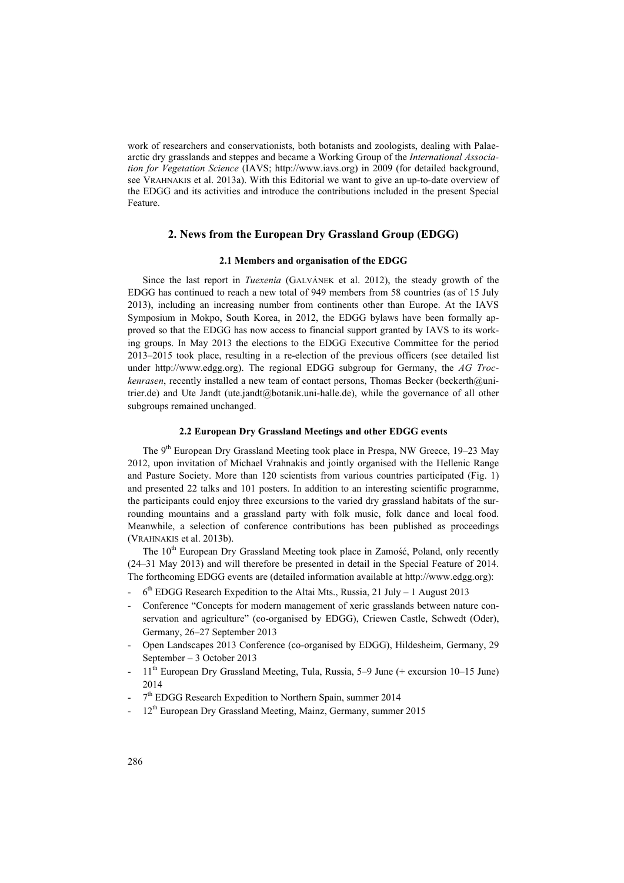work of researchers and conservationists, both botanists and zoologists, dealing with Palaearctic dry grasslands and steppes and became a Working Group of the *International Association for Vegetation Science* (IAVS; http://www.iavs.org) in 2009 (for detailed background, see VRAHNAKIS et al. 2013a). With this Editorial we want to give an up-to-date overview of the EDGG and its activities and introduce the contributions included in the present Special Feature.

## 2. News from the European Dry Grassland Group (EDGG)

### 2.1 Members and organisation of the EDGG

Since the last report in *Tuexenia* (GALVÁNEK et al. 2012), the steady growth of the EDGG has continued to reach a new total of 949 members from 58 countries (as of 15 July 2013), including an increasing number from continents other than Europe. At the IAVS Symposium in Mokpo, South Korea, in 2012, the EDGG bylaws have been formally approved so that the EDGG has now access to financial support granted by IAVS to its working groups. In May 2013 the elections to the EDGG Executive Committee for the period 2013–2015 took place, resulting in a re-election of the previous officers (see detailed list under http://www.edgg.org). The regional EDGG subgroup for Germany, the *AG Trockenrasen*, recently installed a new team of contact persons, Thomas Becker (beckerth@uni-trier.de) and Ute Jandt (ute.jandt@botanik.uni-halle.de), while the governance of all other subgroups remained unchanged.

### 2.2 European Dry Grassland Meetings and other EDGG events

The 9th European Dry Grassland Meeting took place in Prespa, NW Greece, 19–23 May 2012, upon invitation of Michael Vrahnakis and jointly organised with the Hellenic Range and Pasture Society. More than 120 scientists from various countries participated (Fig. 1) and presented 22 talks and 101 posters. In addition to an interesting scientific programme, the participants could enjoy three excursions to the varied dry grassland habitats of the surrounding mountains and a grassland party with folk music, folk dance and local food. Meanwhile, a selection of conference contributions has been published as proceedings (VRAHNAKIS et al. 2013b).

The 10th European Dry Grassland Meeting took place in Zamość, Poland, only recently (24–31 May 2013) and will therefore be presented in detail in the Special Feature of 2014. The forthcoming EDGG events are (detailed information available at http://www.edgg.org):

- 6th EDGG Research Expedition to the Altai Mts., Russia, 21 July – 1 August 2013
- Conference "Concepts for modern management of xeric grasslands between nature conservation and agriculture" (co-organised by EDGG), Criewen Castle, Schwedt (Oder), Germany, 26–27 September 2013
- Open Landscapes 2013 Conference (co-organised by EDGG), Hildesheim, Germany, 29 September – 3 October 2013
- 11th European Dry Grassland Meeting, Tula, Russia, 5–9 June (+ excursion 10–15 June) 2014
- 7th EDGG Research Expedition to Northern Spain, summer 2014
- 12th European Dry Grassland Meeting, Mainz, Germany, summer 2015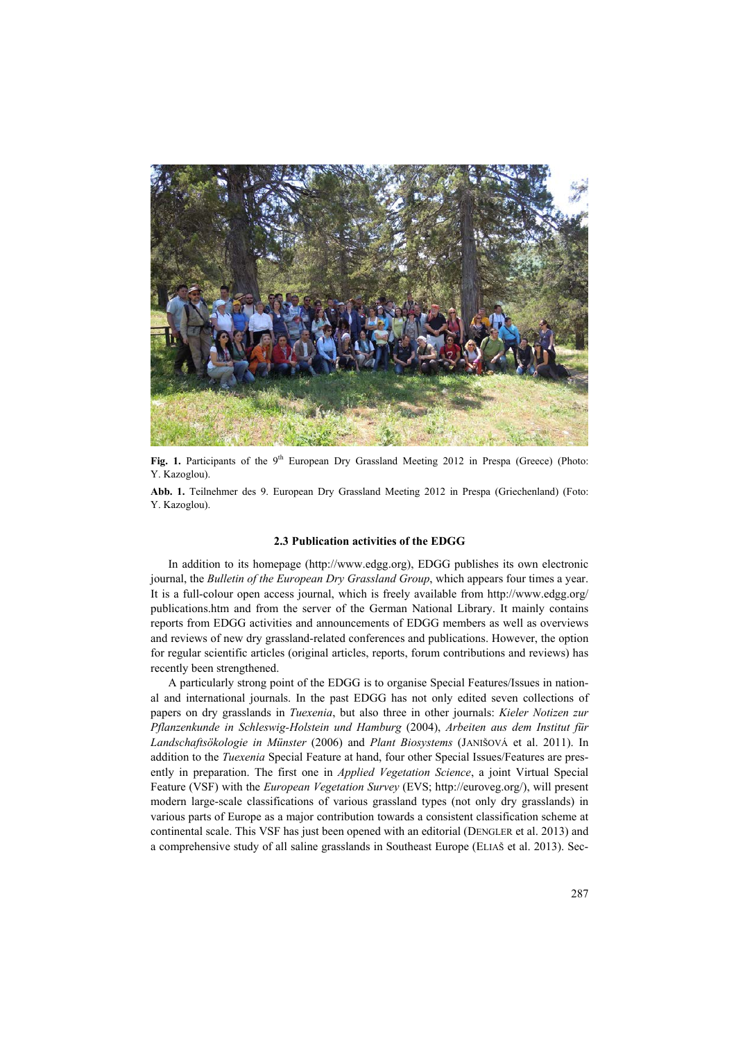**Fig. 1.** Participants of the 9th European Dry Grassland Meeting 2012 in Prespa (Greece) (Photo: Y. Kazoglou).

**Abb. 1.** Teilnehmer des 9. European Dry Grassland Meeting 2012 in Prespa (Griechenland) (Foto: Y. Kazoglou).

### 2.3 Publication activities of the EDGG

In addition to its homepage (http://www.edgg.org), EDGG publishes its own electronic journal, the *Bulletin of the European Dry Grassland Group*, which appears four times a year. It is a full-colour open access journal, which is freely available from http://www.edgg.org/publications.htm and from the server of the German National Library. It mainly contains reports from EDGG activities and announcements of EDGG members as well as overviews and reviews of new dry grassland-related conferences and publications. However, the option for regular scientific articles (original articles, reports, forum contributions and reviews) has recently been strengthened.

A particularly strong point of the EDGG is to organise Special Features/Issues in national and international journals. In the past EDGG has not only edited seven collections of papers on dry grasslands in *Tuexenia*, but also three in other journals: *Kieler Notizen zur Pflanzenkunde in Schleswig-Holstein und Hamburg* (2004), *Arbeiten aus dem Institut für Landschaftsökologie in Münster* (2006) and *Plant Biosystems* (JANIŠOVÁ et al. 2011). In addition to the *Tuexenia* Special Feature at hand, four other Special Issues/Features are presently in preparation. The first one in *Applied Vegetation Science*, a joint Virtual Special Feature (VSF) with the *European Vegetation Survey* (EVS; http://euroveg.org/), will present modern large-scale classifications of various grassland types (not only dry grasslands) in various parts of Europe as a major contribution towards a consistent classification scheme at continental scale. This VSF has just been opened with an editorial (DENGLER et al. 2013) and a comprehensive study of all saline grasslands in Southeast Europe (ELIAŠ et al. 2013). Sec-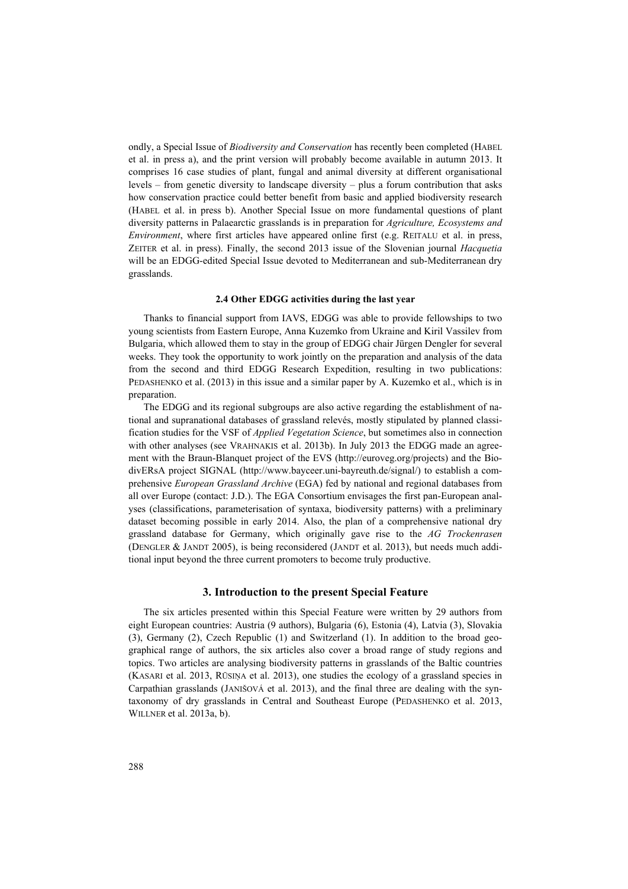ondly, a Special Issue of *Biodiversity and Conservation* has recently been completed (HABEL et al. in press a), and the print version will probably become available in autumn 2013. It comprises 16 case studies of plant, fungal and animal diversity at different organisational levels – from genetic diversity to landscape diversity – plus a forum contribution that asks how conservation practice could better benefit from basic and applied biodiversity research (HABEL et al. in press b). Another Special Issue on more fundamental questions of plant diversity patterns in Palaearctic grasslands is in preparation for *Agriculture, Ecosystems and Environment*, where first articles have appeared online first (e.g. REITALU et al. in press, ZEITER et al. in press). Finally, the second 2013 issue of the Slovenian journal *Hacquetia* will be an EDGG-edited Special Issue devoted to Mediterranean and sub-Mediterranean dry grasslands.

### 2.4 Other EDGG activities during the last year

Thanks to financial support from IAVS, EDGG was able to provide fellowships to two young scientists from Eastern Europe, Anna Kuzemko from Ukraine and Kiril Vassilev from Bulgaria, which allowed them to stay in the group of EDGG chair Jürgen Dengler for several weeks. They took the opportunity to work jointly on the preparation and analysis of the data from the second and third EDGG Research Expedition, resulting in two publications: PEDASHENKO et al. (2013) in this issue and a similar paper by A. Kuzemko et al., which is in preparation.

The EDGG and its regional subgroups are also active regarding the establishment of national and supranational databases of grassland relevés, mostly stipulated by planned classification studies for the VSF of *Applied Vegetation Science*, but sometimes also in connection with other analyses (see VRAHNAKIS et al. 2013b). In July 2013 the EDGG made an agreement with the Braun-Blanquet project of the EVS (http://euroveg.org/projects) and the BiodivERsA project SIGNAL (http://www.bayceer.uni-bayreuth.de/signal/) to establish a comprehensive *European Grassland Archive* (EGA) fed by national and regional databases from all over Europe (contact: J.D.). The EGA Consortium envisages the first pan-European analyses (classifications, parameterisation of syntaxa, biodiversity patterns) with a preliminary dataset becoming possible in early 2014. Also, the plan of a comprehensive national dry grassland database for Germany, which originally gave rise to the *AG Trockenrasen* (DENGLER & JANDT 2005), is being reconsidered (JANDT et al. 2013), but needs much additional input beyond the three current promoters to become truly productive.

## 3. Introduction to the present Special Feature

The six articles presented within this Special Feature were written by 29 authors from eight European countries: Austria (9 authors), Bulgaria (6), Estonia (4), Latvia (3), Slovakia (3), Germany (2), Czech Republic (1) and Switzerland (1). In addition to the broad geographical range of authors, the six articles also cover a broad range of study regions and topics. Two articles are analysing biodiversity patterns in grasslands of the Baltic countries (KASARI et al. 2013, RŪSIŅA et al. 2013), one studies the ecology of a grassland species in Carpathian grasslands (JANIŠOVÁ et al. 2013), and the final three are dealing with the syntaxonomy of dry grasslands in Central and Southeast Europe (PEDASHENKO et al. 2013, WILLNER et al. 2013a, b).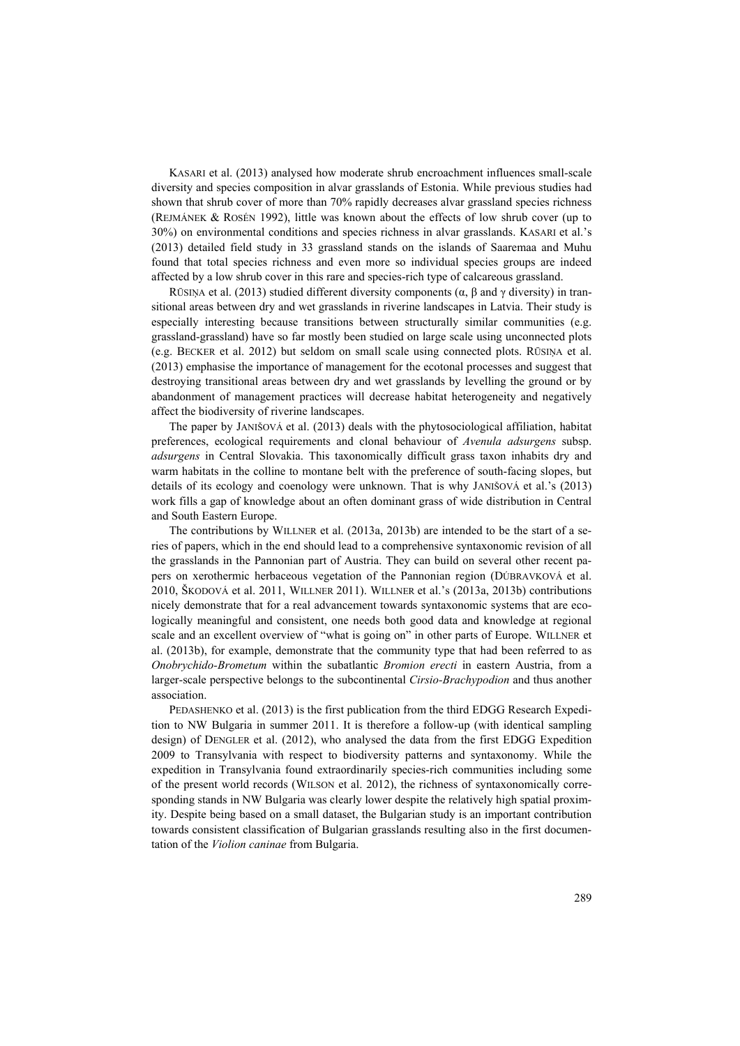KASARI et al. (2013) analysed how moderate shrub encroachment influences small-scale diversity and species composition in alvar grasslands of Estonia. While previous studies had shown that shrub cover of more than 70% rapidly decreases alvar grassland species richness (REJMÁNEK & ROSÉN 1992), little was known about the effects of low shrub cover (up to 30%) on environmental conditions and species richness in alvar grasslands. KASARI et al.'s (2013) detailed field study in 33 grassland stands on the islands of Saaremaa and Muhu found that total species richness and even more so individual species groups are indeed affected by a low shrub cover in this rare and species-rich type of calcareous grassland.

RŪSIŅA et al. (2013) studied different diversity components (α, β and γ diversity) in transitional areas between dry and wet grasslands in riverine landscapes in Latvia. Their study is especially interesting because transitions between structurally similar communities (e.g. grassland-grassland) have so far mostly been studied on large scale using unconnected plots (e.g. BECKER et al. 2012) but seldom on small scale using connected plots. RŪSIŅA et al. (2013) emphasise the importance of management for the ecotonal processes and suggest that destroying transitional areas between dry and wet grasslands by levelling the ground or by abandonment of management practices will decrease habitat heterogeneity and negatively affect the biodiversity of riverine landscapes.

The paper by JANIŠOVÁ et al. (2013) deals with the phytosociological affiliation, habitat preferences, ecological requirements and clonal behaviour of *Avenula adsurgens* subsp. *adsurgens* in Central Slovakia. This taxonomically difficult grass taxon inhabits dry and warm habitats in the colline to montane belt with the preference of south-facing slopes, but details of its ecology and coenology were unknown. That is why JANIŠOVÁ et al.'s (2013) work fills a gap of knowledge about an often dominant grass of wide distribution in Central and South Eastern Europe.

The contributions by WILLNER et al. (2013a, 2013b) are intended to be the start of a series of papers, which in the end should lead to a comprehensive syntaxonomic revision of all the grasslands in the Pannonian part of Austria. They can build on several other recent papers on xerothermic herbaceous vegetation of the Pannonian region (DÚBRAVKOVÁ et al. 2010, ŠKODOVÁ et al. 2011, WILLNER 2011). WILLNER et al.'s (2013a, 2013b) contributions nicely demonstrate that for a real advancement towards syntaxonomic systems that are ecologically meaningful and consistent, one needs both good data and knowledge at regional scale and an excellent overview of "what is going on" in other parts of Europe. WILLNER et al. (2013b), for example, demonstrate that the community type that had been referred to as *Onobrychido-Brometum* within the subatlantic *Bromion erecti* in eastern Austria, from a larger-scale perspective belongs to the subcontinental *Cirsio-Brachypodion* and thus another association.

PEDASHENKO et al. (2013) is the first publication from the third EDGG Research Expedition to NW Bulgaria in summer 2011. It is therefore a follow-up (with identical sampling design) of DENGLER et al. (2012), who analysed the data from the first EDGG Expedition 2009 to Transylvania with respect to biodiversity patterns and syntaxonomy. While the expedition in Transylvania found extraordinarily species-rich communities including some of the present world records (WILSON et al. 2012), the richness of syntaxonomically corresponding stands in NW Bulgaria was clearly lower despite the relatively high spatial proximity. Despite being based on a small dataset, the Bulgarian study is an important contribution towards consistent classification of Bulgarian grasslands resulting also in the first documentation of the *Violion caninae* from Bulgaria.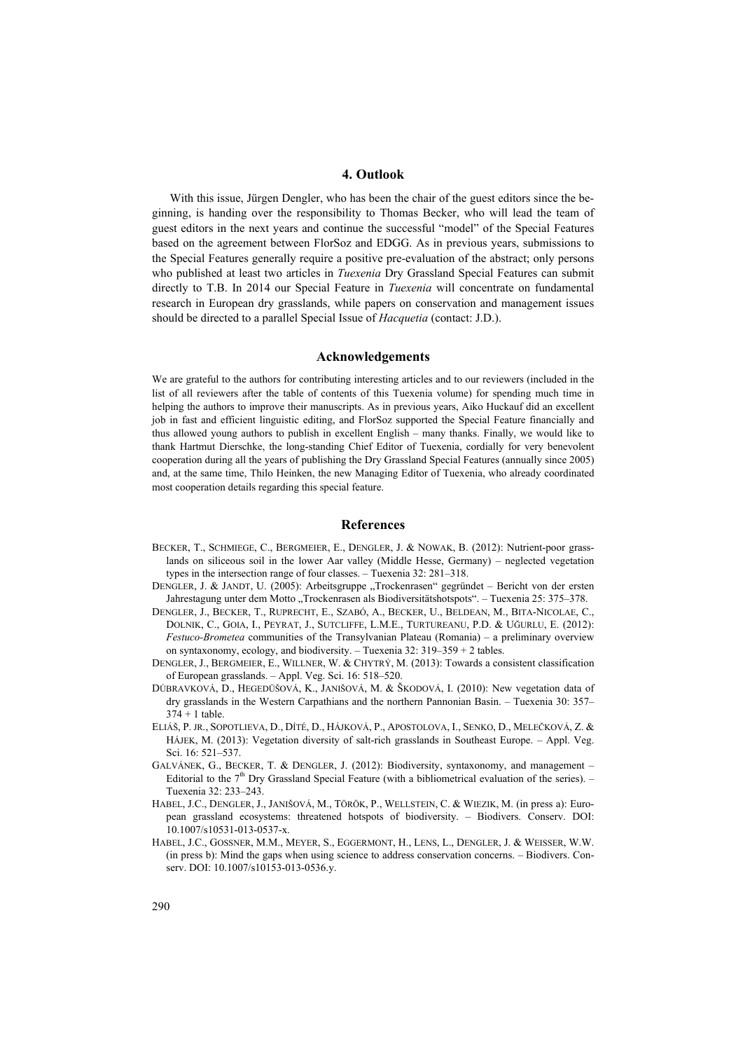## 4. Outlook

With this issue, Jürgen Dengler, who has been the chair of the guest editors since the beginning, is handing over the responsibility to Thomas Becker, who will lead the team of guest editors in the next years and continue the successful "model" of the Special Features based on the agreement between FlorSoz and EDGG. As in previous years, submissions to the Special Features generally require a positive pre-evaluation of the abstract; only persons who published at least two articles in *Tuexenia* Dry Grassland Special Features can submit directly to T.B. In 2014 our Special Feature in *Tuexenia* will concentrate on fundamental research in European dry grasslands, while papers on conservation and management issues should be directed to a parallel Special Issue of *Hacquetia* (contact: J.D.).

## Acknowledgements

We are grateful to the authors for contributing interesting articles and to our reviewers (included in the list of all reviewers after the table of contents of this Tuexenia volume) for spending much time in helping the authors to improve their manuscripts. As in previous years, Aiko Huckauf did an excellent job in fast and efficient linguistic editing, and FlorSoz supported the Special Feature financially and thus allowed young authors to publish in excellent English – many thanks. Finally, we would like to thank Hartmut Dierschke, the long-standing Chief Editor of Tuexenia, cordially for very benevolent cooperation during all the years of publishing the Dry Grassland Special Features (annually since 2005) and, at the same time, Thilo Heinken, the new Managing Editor of Tuexenia, who already coordinated most cooperation details regarding this special feature.

## References

BECKER, T., SCHMIEGE, C., BERGMEIER, E., DENGLER, J. & NOWAK, B. (2012): Nutrient-poor grasslands on siliceous soil in the lower Aar valley (Middle Hesse, Germany) – neglected vegetation types in the intersection range of four classes. – Tuexenia 32: 281–318.

DENGLER, J. & JANDT, U. (2005): Arbeitsgruppe „Trockenrasen" gegründet – Bericht von der ersten Jahrestagung unter dem Motto „Trockenrasen als Biodiversitätshotspots". – Tuexenia 25: 375–378.

DENGLER, J., BECKER, T., RUPRECHT, E., SZABÓ, A., BECKER, U., BELDEAN, M., BITA-NICOLAE, C., DOLNIK, C., GOIA, I., PEYRAT, J., SUTCLIFFE, L.M.E., TURTUREANU, P.D. & UĞURLU, E. (2012): *Festuco-Brometea* communities of the Transylvanian Plateau (Romania) – a preliminary overview on syntaxonomy, ecology, and biodiversity. – Tuexenia 32: 319–359 + 2 tables.

DENGLER, J., BERGMEIER, E., WILLNER, W. & CHYTRÝ, M. (2013): Towards a consistent classification of European grasslands. – Appl. Veg. Sci. 16: 518–520.

DÚBRAVKOVÁ, D., HEGEDÜŠOVÁ, K., JANIŠOVÁ, M. & ŠKODOVÁ, I. (2010): New vegetation data of dry grasslands in the Western Carpathians and the northern Pannonian Basin. – Tuexenia 30: 357–374 + 1 table.

ELIÁŠ, P. JR., SOPOTLIEVA, D., DÍTĚ, D., HÁJKOVÁ, P., APOSTOLOVA, I., SENKO, D., MELEČKOVÁ, Z. & HÁJEK, M. (2013): Vegetation diversity of salt-rich grasslands in Southeast Europe. – Appl. Veg. Sci. 16: 521–537.

GALVÁNEK, G., BECKER, T. & DENGLER, J. (2012): Biodiversity, syntaxonomy, and management – Editorial to the 7th Dry Grassland Special Feature (with a bibliometrical evaluation of the series). – Tuexenia 32: 233–243.

HABEL, J.C., DENGLER, J., JANIŠOVÁ, M., TÖRÖK, P., WELLSTEIN, C. & WIEZIK, M. (in press a): European grassland ecosystems: threatened hotspots of biodiversity. – Biodivers. Conserv. DOI: 10.1007/s10531-013-0537-x.

HABEL, J.C., GOSSNER, M.M., MEYER, S., EGGERMONT, H., LENS, L., DENGLER, J. & WEISSER, W.W. (in press b): Mind the gaps when using science to address conservation concerns. – Biodivers. Conserv. DOI: 10.1007/s10153-013-0536.y.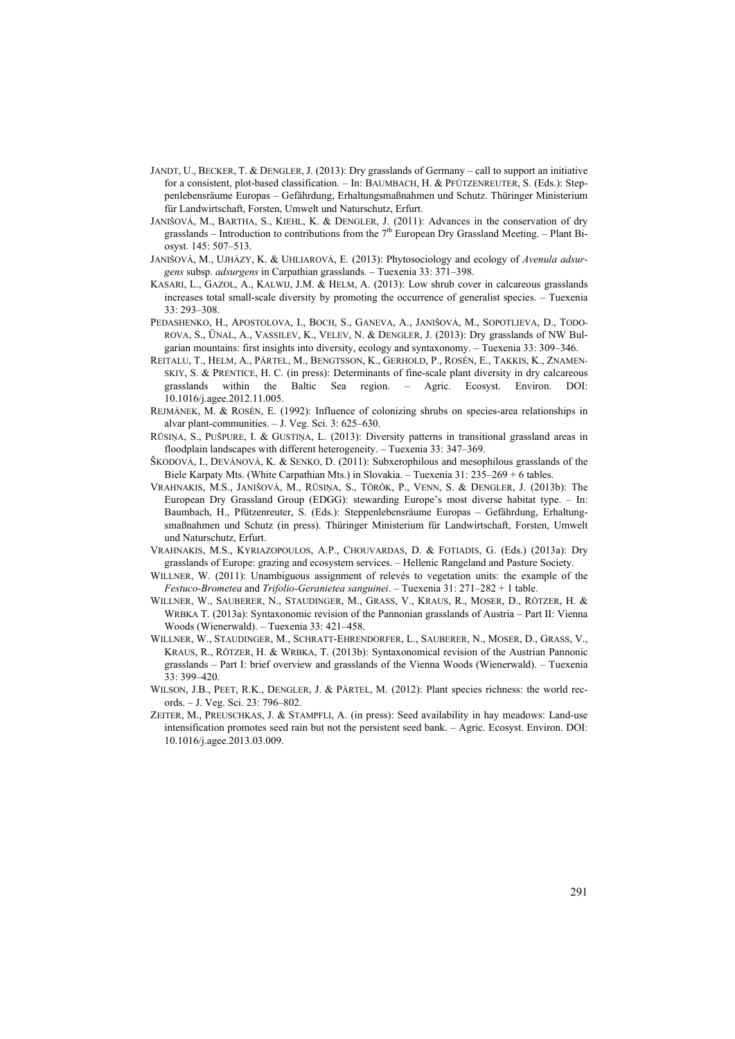JANDT, U., BECKER, T. & DENGLER, J. (2013): Dry grasslands of Germany – call to support an initiative for a consistent, plot-based classification. – In: BAUMBACH, H. & PFÜTZENREUTER, S. (Eds.): Steppenlebensräume Europas – Gefährdung, Erhaltungsmaßnahmen und Schutz. Thüringer Ministerium für Landwirtschaft, Forsten, Umwelt und Naturschutz, Erfurt.

JANIŠOVÁ, M., BARTHA, S., KIEHL, K. & DENGLER, J. (2011): Advances in the conservation of dry grasslands – Introduction to contributions from the 7th European Dry Grassland Meeting. – Plant Biosyst. 145: 507–513.

JANIŠOVÁ, M., UJHÁZY, K. & UHLIAROVÁ, E. (2013): Phytosociology and ecology of *Avenula adsurgens* subsp. *adsurgens* in Carpathian grasslands. – Tuexenia 33: 371–398.

KASARI, L., GAZOL, A., KALWIJ, J.M. & HELM, A. (2013): Low shrub cover in calcareous grasslands increases total small-scale diversity by promoting the occurrence of generalist species. – Tuexenia 33: 293–308.

PEDASHENKO, H., APOSTOLOVA, I., BOCH, S., GANEVA, A., JANIŠOVÁ, M., SOPOTLIEVA, D., TODOROVA, S., ÜNAL, A., VASSILEV, K., VELEV, N. & DENGLER, J. (2013): Dry grasslands of NW Bulgarian mountains: first insights into diversity, ecology and syntaxonomy. – Tuexenia 33: 309–346.

REITALU, T., HELM, A., PÄRTEL, M., BENGTSSON, K., GERHOLD, P., ROSÉN, E., TAKKIS, K., ZNAMENSKIY, S. & PRENTICE, H. C. (in press): Determinants of fine-scale plant diversity in dry calcareous grasslands within the Baltic Sea region. – Agric. Ecosyst. Environ. DOI: 10.1016/j.agee.2012.11.005.

REJMÁNEK, M. & ROSÉN, E. (1992): Influence of colonizing shrubs on species-area relationships in alvar plant-communities. – J. Veg. Sci. 3: 625–630.

RŪSIŅA, S., PUŠPURE, I. & GUSTIŅA, L. (2013): Diversity patterns in transitional grassland areas in floodplain landscapes with different heterogeneity. – Tuexenia 33: 347–369.

ŠKODOVÁ, I., DEVÁNOVÁ, K. & SENKO, D. (2011): Subxerophilous and mesophilous grasslands of the Biele Karpaty Mts. (White Carpathian Mts.) in Slovakia. – Tuexenia 31: 235–269 + 6 tables.

VRAHNAKIS, M.S., JANIŠOVÁ, M., RŪSIŅA, S., TÖRÖK, P., VENN, S. & DENGLER, J. (2013b): The European Dry Grassland Group (EDGG): stewarding Europe's most diverse habitat type. – In: Baumbach, H., Pfützenreuter, S. (Eds.): Steppenlebensräume Europas – Gefährdung, Erhaltungsmaßnahmen und Schutz (in press). Thüringer Ministerium für Landwirtschaft, Forsten, Umwelt und Naturschutz, Erfurt.

VRAHNAKIS, M.S., KYRIAZOPOULOS, A.P., CHOUVARDAS, D. & FOTIADIS, G. (Eds.) (2013a): Dry grasslands of Europe: grazing and ecosystem services. – Hellenic Rangeland and Pasture Society.

WILLNER, W. (2011): Unambiguous assignment of relevés to vegetation units: the example of the *Festuco-Brometea* and *Trifolio-Geranietea sanguinei*. – Tuexenia 31: 271–282 + 1 table.

WILLNER, W., SAUBERER, N., STAUDINGER, M., GRASS, V., KRAUS, R., MOSER, D., RÖTZER, H. & WRBKA T. (2013a): Syntaxonomic revision of the Pannonian grasslands of Austria – Part II: Vienna Woods (Wienerwald). – Tuexenia 33: 421–458.

WILLNER, W., STAUDINGER, M., SCHRATT-EHRENDORFER, L., SAUBERER, N., MOSER, D., GRASS, V., KRAUS, R., RÖTZER, H. & WRBKA, T. (2013b): Syntaxonomical revision of the Austrian Pannonic grasslands – Part I: brief overview and grasslands of the Vienna Woods (Wienerwald). – Tuexenia 33: 399–420.

WILSON, J.B., PEET, R.K., DENGLER, J. & PÄRTEL, M. (2012): Plant species richness: the world records. – J. Veg. Sci. 23: 796–802.

ZEITER, M., PREUSCHKAS, J. & STAMPFLI, A. (in press): Seed availability in hay meadows: Land-use intensification promotes seed rain but not the persistent seed bank. – Agric. Ecosyst. Environ. DOI: 10.1016/j.agee.2013.03.009.